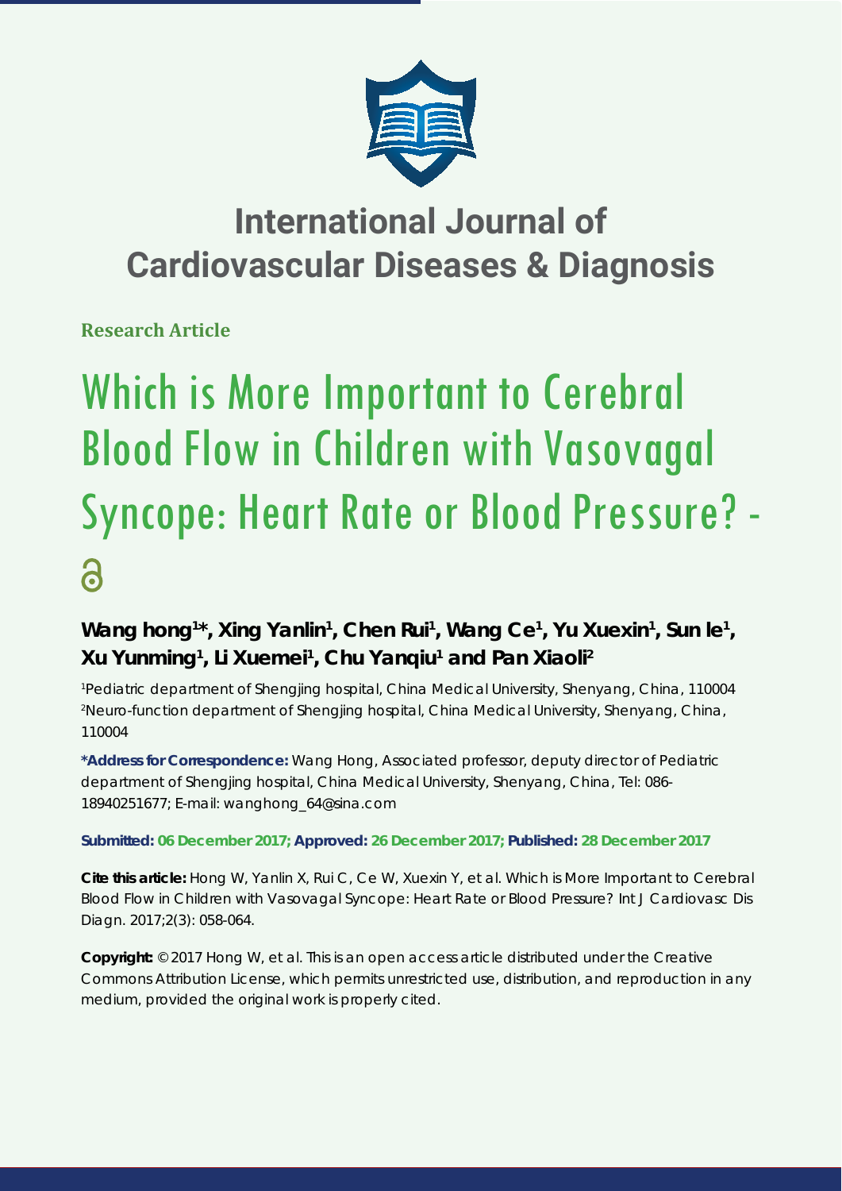# International Journal of Cardiovascular Diseases & Diagnosis

**Research Article**

# Which is More Important to Cerebral Blood Flow in Children with Vasovagal Syncope: Heart Rate or Blood Pressure? -

**Wang hong[1]*, Xing Yanlin[1], Chen Rui[1], Wang Ce[1], Yu Xuexin[1], Sun le[1], Xu Yunming[1], Li Xuemei[1], Chu Yanqiu[1] and Pan Xiaoli[2]**

[1]Pediatric department of Shengjing hospital, China Medical University, Shenyang, China, 110004
[2]Neuro-function department of Shengjing hospital, China Medical University, Shenyang, China, 110004

**\*Address for Correspondence:** Wang Hong, Associated professor, deputy director of Pediatric department of Shengjing hospital, China Medical University, Shenyang, China, Tel: 086-18940251677; E-mail: wanghong_64@sina.com

**Submitted: 06 December 2017; Approved: 26 December 2017; Published: 28 December 2017**

**Cite this article:** Hong W, Yanlin X, Rui C, Ce W, Xuexin Y, et al. Which is More Important to Cerebral Blood Flow in Children with Vasovagal Syncope: Heart Rate or Blood Pressure? Int J Cardiovasc Dis Diagn. 2017;2(3): 058-064.

**Copyright:** © 2017 Hong W, et al. This is an open access article distributed under the Creative Commons Attribution License, which permits unrestricted use, distribution, and reproduction in any medium, provided the original work is properly cited.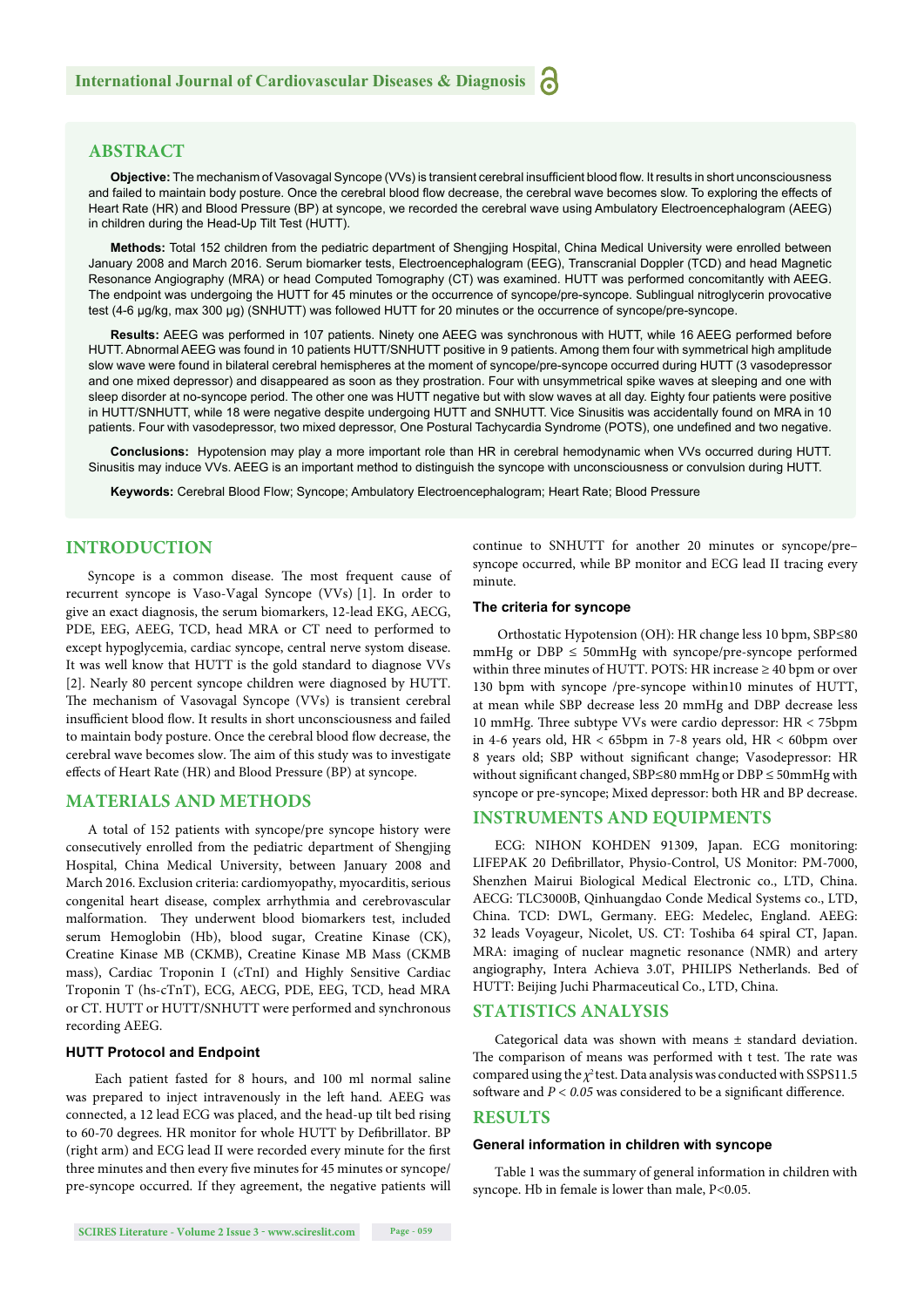## ABSTRACT

**Objective:** The mechanism of Vasovagal Syncope (VVs) is transient cerebral insufficient blood flow. It results in short unconsciousness and failed to maintain body posture. Once the cerebral blood flow decrease, the cerebral wave becomes slow. To exploring the effects of Heart Rate (HR) and Blood Pressure (BP) at syncope, we recorded the cerebral wave using Ambulatory Electroencephalogram (AEEG) in children during the Head-Up Tilt Test (HUTT).

**Methods:** Total 152 children from the pediatric department of Shengjing Hospital, China Medical University were enrolled between January 2008 and March 2016. Serum biomarker tests, Electroencephalogram (EEG), Transcranial Doppler (TCD) and head Magnetic Resonance Angiography (MRA) or head Computed Tomography (CT) was examined. HUTT was performed concomitantly with AEEG. The endpoint was undergoing the HUTT for 45 minutes or the occurrence of syncope/pre-syncope. Sublingual nitroglycerin provocative test (4-6 μg/kg, max 300 μg) (SNHUTT) was followed HUTT for 20 minutes or the occurrence of syncope/pre-syncope.

**Results:** AEEG was performed in 107 patients. Ninety one AEEG was synchronous with HUTT, while 16 AEEG performed before HUTT. Abnormal AEEG was found in 10 patients HUTT/SNHUTT positive in 9 patients. Among them four with symmetrical high amplitude slow wave were found in bilateral cerebral hemispheres at the moment of syncope/pre-syncope occurred during HUTT (3 vasodepressor and one mixed depressor) and disappeared as soon as they prostration. Four with unsymmetrical spike waves at sleeping and one with sleep disorder at no-syncope period. The other one was HUTT negative but with slow waves at all day. Eighty four patients were positive in HUTT/SNHUTT, while 18 were negative despite undergoing HUTT and SNHUTT. Vice Sinusitis was accidentally found on MRA in 10 patients. Four with vasodepressor, two mixed depressor, One Postural Tachycardia Syndrome (POTS), one undefined and two negative.

**Conclusions:** Hypotension may play a more important role than HR in cerebral hemodynamic when VVs occurred during HUTT. Sinusitis may induce VVs. AEEG is an important method to distinguish the syncope with unconsciousness or convulsion during HUTT.

**Keywords:** Cerebral Blood Flow; Syncope; Ambulatory Electroencephalogram; Heart Rate; Blood Pressure

## INTRODUCTION

Syncope is a common disease. The most frequent cause of recurrent syncope is Vaso-Vagal Syncope (VVs) [1]. In order to give an exact diagnosis, the serum biomarkers, 12-lead EKG, AECG, PDE, EEG, AEEG, TCD, head MRA or CT need to performed to except hypoglycemia, cardiac syncope, central nerve system disease. It was well know that HUTT is the gold standard to diagnose VVs [2]. Nearly 80 percent syncope children were diagnosed by HUTT. The mechanism of Vasovagal Syncope (VVs) is transient cerebral insufficient blood flow. It results in short unconsciousness and failed to maintain body posture. Once the cerebral blood flow decrease, the cerebral wave becomes slow. The aim of this study was to investigate effects of Heart Rate (HR) and Blood Pressure (BP) at syncope.

## MATERIALS AND METHODS

A total of 152 patients with syncope/pre syncope history were consecutively enrolled from the pediatric department of Shengjing Hospital, China Medical University, between January 2008 and March 2016. Exclusion criteria: cardiomyopathy, myocarditis, serious congenital heart disease, complex arrhythmia and cerebrovascular malformation. They underwent blood biomarkers test, included serum Hemoglobin (Hb), blood sugar, Creatine Kinase (CK), Creatine Kinase MB (CKMB), Creatine Kinase MB Mass (CKMB mass), Cardiac Troponin I (cTnI) and Highly Sensitive Cardiac Troponin T (hs-cTnT), ECG, AECG, PDE, EEG, TCD, head MRA or CT. HUTT or HUTT/SNHUTT were performed and synchronous recording AEEG.

### HUTT Protocol and Endpoint

Each patient fasted for 8 hours, and 100 ml normal saline was prepared to inject intravenously in the left hand. AEEG was connected, a 12 lead ECG was placed, and the head-up tilt bed rising to 60-70 degrees. HR monitor for whole HUTT by Defibrillator. BP (right arm) and ECG lead II were recorded every minute for the first three minutes and then every five minutes for 45 minutes or syncope/pre-syncope occurred. If they agreement, the negative patients will continue to SNHUTT for another 20 minutes or syncope/pre–syncope occurred, while BP monitor and ECG lead II tracing every minute.

### The criteria for syncope

Orthostatic Hypotension (OH): HR change less 10 bpm, SBP≤80 mmHg or DBP ≤ 50mmHg with syncope/pre-syncope performed within three minutes of HUTT. POTS: HR increase ≥ 40 bpm or over 130 bpm with syncope /pre-syncope within10 minutes of HUTT, at mean while SBP decrease less 20 mmHg and DBP decrease less 10 mmHg. Three subtype VVs were cardio depressor: HR < 75bpm in 4-6 years old, HR < 65bpm in 7-8 years old, HR < 60bpm over 8 years old; SBP without significant change; Vasodepressor: HR without significant changed, SBP≤80 mmHg or DBP ≤ 50mmHg with syncope or pre-syncope; Mixed depressor: both HR and BP decrease.

## INSTRUMENTS AND EQUIPMENTS

ECG: NIHON KOHDEN 91309, Japan. ECG monitoring: LIFEPAK 20 Defibrillator, Physio-Control, US Monitor: PM-7000, Shenzhen Mairui Biological Medical Electronic co., LTD, China. AECG: TLC3000B, Qinhuangdao Conde Medical Systems co., LTD, China. TCD: DWL, Germany. EEG: Medelec, England. AEEG: 32 leads Voyageur, Nicolet, US. CT: Toshiba 64 spiral CT, Japan. MRA: imaging of nuclear magnetic resonance (NMR) and artery angiography, Intera Achieva 3.0T, PHILIPS Netherlands. Bed of HUTT: Beijing Juchi Pharmaceutical Co., LTD, China.

## STATISTICS ANALYSIS

Categorical data was shown with means ± standard deviation. The comparison of means was performed with t test. The rate was compared using the $\chi^2$ test. Data analysis was conducted with SSPS11.5 software and $P < 0.05$ was considered to be a significant difference.

## RESULTS

### General information in children with syncope

Table 1 was the summary of general information in children with syncope. Hb in female is lower than male, P<0.05.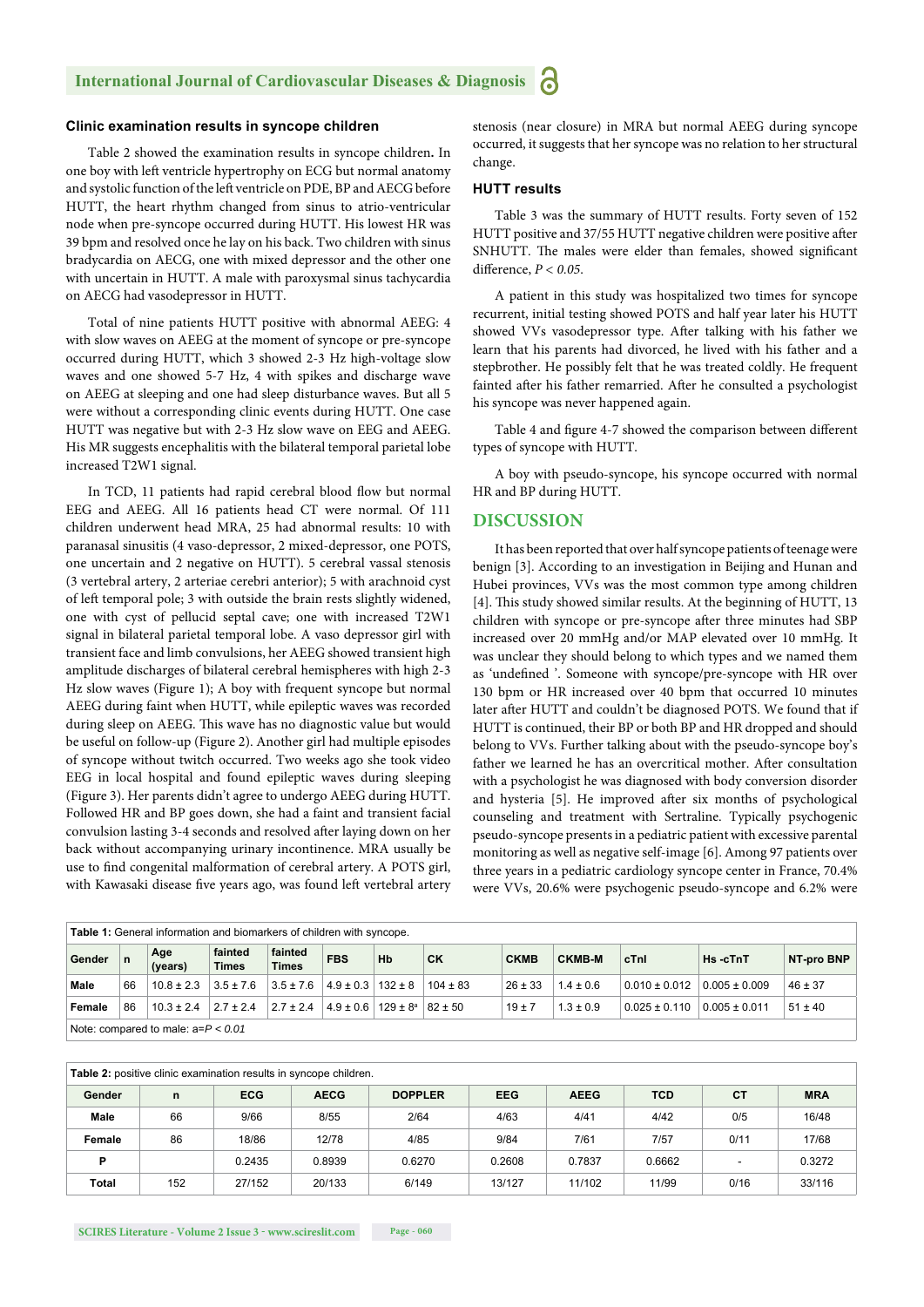### Clinic examination results in syncope children

Table 2 showed the examination results in syncope children**.** In one boy with left ventricle hypertrophy on ECG but normal anatomy and systolic function of the left ventricle on PDE, BP and AECG before HUTT, the heart rhythm changed from sinus to atrio-ventricular node when pre-syncope occurred during HUTT. His lowest HR was 39 bpm and resolved once he lay on his back. Two children with sinus bradycardia on AECG, one with mixed depressor and the other one with uncertain in HUTT. A male with paroxysmal sinus tachycardia on AECG had vasodepressor in HUTT.

Total of nine patients HUTT positive with abnormal AEEG: 4 with slow waves on AEEG at the moment of syncope or pre-syncope occurred during HUTT, which 3 showed 2-3 Hz high-voltage slow waves and one showed 5-7 Hz, 4 with spikes and discharge wave on AEEG at sleeping and one had sleep disturbance waves. But all 5 were without a corresponding clinic events during HUTT. One case HUTT was negative but with 2-3 Hz slow wave on EEG and AEEG. His MR suggests encephalitis with the bilateral temporal parietal lobe increased T2W1 signal.

In TCD, 11 patients had rapid cerebral blood flow but normal EEG and AEEG. All 16 patients head CT were normal. Of 111 children underwent head MRA, 25 had abnormal results: 10 with paranasal sinusitis (4 vaso-depressor, 2 mixed-depressor, one POTS, one uncertain and 2 negative on HUTT). 5 cerebral vassal stenosis (3 vertebral artery, 2 arteriae cerebri anterior); 5 with arachnoid cyst of left temporal pole; 3 with outside the brain rests slightly widened, one with cyst of pellucid septal cave; one with increased T2W1 signal in bilateral parietal temporal lobe. A vaso depressor girl with transient face and limb convulsions, her AEEG showed transient high amplitude discharges of bilateral cerebral hemispheres with high 2-3 Hz slow waves (Figure 1); A boy with frequent syncope but normal AEEG during faint when HUTT, while epileptic waves was recorded during sleep on AEEG. This wave has no diagnostic value but would be useful on follow-up (Figure 2). Another girl had multiple episodes of syncope without twitch occurred. Two weeks ago she took video EEG in local hospital and found epileptic waves during sleeping (Figure 3). Her parents didn't agree to undergo AEEG during HUTT. Followed HR and BP goes down, she had a faint and transient facial convulsion lasting 3-4 seconds and resolved after laying down on her back without accompanying urinary incontinence. MRA usually be use to find congenital malformation of cerebral artery. A POTS girl, with Kawasaki disease five years ago, was found left vertebral artery stenosis (near closure) in MRA but normal AEEG during syncope occurred, it suggests that her syncope was no relation to her structural change.

### HUTT results

Table 3 was the summary of HUTT results. Forty seven of 152 HUTT positive and 37/55 HUTT negative children were positive after SNHUTT. The males were elder than females, showed significant difference, $P < 0.05$.

A patient in this study was hospitalized two times for syncope recurrent, initial testing showed POTS and half year later his HUTT showed VVs vasodepressor type. After talking with his father we learn that his parents had divorced, he lived with his father and a stepbrother. He possibly felt that he was treated coldly. He frequent fainted after his father remarried. After he consulted a psychologist his syncope was never happened again.

Table 4 and figure 4-7 showed the comparison between different types of syncope with HUTT.

A boy with pseudo-syncope, his syncope occurred with normal HR and BP during HUTT.

## DISCUSSION

It has been reported that over half syncope patients of teenage were benign [3]. According to an investigation in Beijing and Hunan and Hubei provinces, VVs was the most common type among children [4]. This study showed similar results. At the beginning of HUTT, 13 children with syncope or pre-syncope after three minutes had SBP increased over 20 mmHg and/or MAP elevated over 10 mmHg. It was unclear they should belong to which types and we named them as 'undefined '. Someone with syncope/pre-syncope with HR over 130 bpm or HR increased over 40 bpm that occurred 10 minutes later after HUTT and couldn't be diagnosed POTS. We found that if HUTT is continued, their BP or both BP and HR dropped and should belong to VVs. Further talking about with the pseudo-syncope boy's father we learned he has an overcritical mother. After consultation with a psychologist he was diagnosed with body conversion disorder and hysteria [5]. He improved after six months of psychological counseling and treatment with Sertraline. Typically psychogenic pseudo-syncope presents in a pediatric patient with excessive parental monitoring as well as negative self-image [6]. Among 97 patients over three years in a pediatric cardiology syncope center in France, 70.4% were VVs, 20.6% were psychogenic pseudo-syncope and 6.2% were

**Table 1:** General information and biomarkers of children with syncope.

| Gender | n | Age (years) | fainted Times | fainted Times | FBS | Hb | CK | CKMB | CKMB-M | cTnI | Hs -cTnT | NT-pro BNP |
|---|---|---|---|---|---|---|---|---|---|---|---|---|
| Male | 66 | 10.8 ± 2.3 | 3.5 ± 7.6 | 3.5 ± 7.6 | 4.9 ± 0.3 | 132 ± 8 | 104 ± 83 | 26 ± 33 | 1.4 ± 0.6 | 0.010 ± 0.012 | 0.005 ± 0.009 | 46 ± 37 |
| Female | 86 | 10.3 ± 2.4 | 2.7 ± 2.4 | 2.7 ± 2.4 | 4.9 ± 0.6 | 129 ± 8[a] | 82 ± 50 | 19 ± 7 | 1.3 ± 0.9 | 0.025 ± 0.110 | 0.005 ± 0.011 | 51 ± 40 |

Note: compared to male: a=$P < 0.01$

**Table 2:** positive clinic examination results in syncope children.

| Gender | n | ECG | AECG | DOPPLER | EEG | AEEG | TCD | CT | MRA |
|---|---|---|---|---|---|---|---|---|---|
| Male | 66 | 9/66 | 8/55 | 2/64 | 4/63 | 4/41 | 4/42 | 0/5 | 16/48 |
| Female | 86 | 18/86 | 12/78 | 4/85 | 9/84 | 7/61 | 7/57 | 0/11 | 17/68 |
| P | | 0.2435 | 0.8939 | 0.6270 | 0.2608 | 0.7837 | 0.6662 | - | 0.3272 |
| Total | 152 | 27/152 | 20/133 | 6/149 | 13/127 | 11/102 | 11/99 | 0/16 | 33/116 |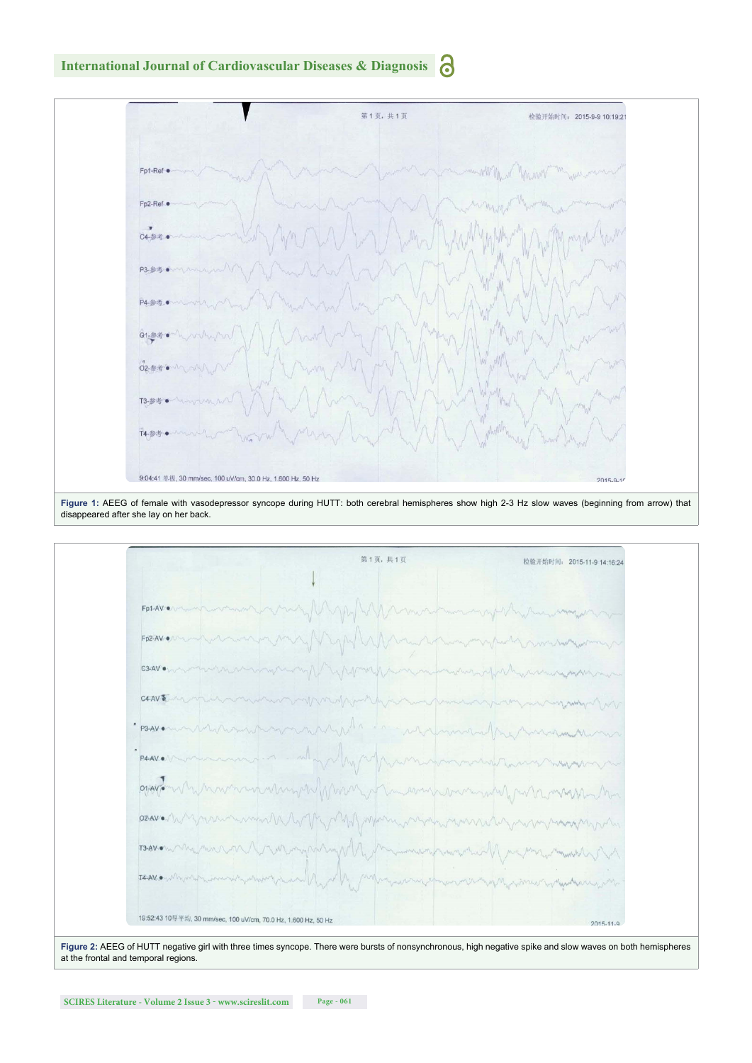Figure 1: AEEG of female with vasodepressor syncope during HUTT: both cerebral hemispheres show high 2-3 Hz slow waves (beginning from arrow) that disappeared after she lay on her back.

Figure 2: AEEG of HUTT negative girl with three times syncope. There were bursts of nonsynchronous, high negative spike and slow waves on both hemispheres at the frontal and temporal regions.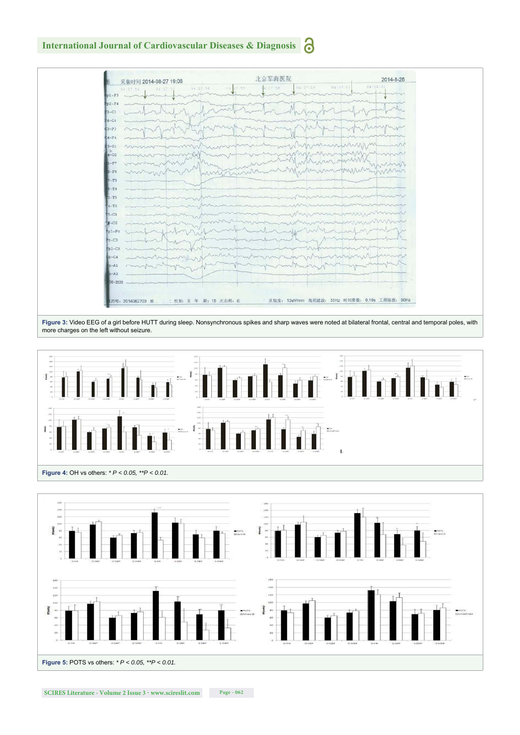**Figure 3:** Video EEG of a girl before HUTT during sleep. Nonsynchronous spikes and sharp waves were noted at bilateral frontal, central and temporal poles, with more charges on the left without seizure.

**Figure 4:** OH vs others: *\* P < 0.05, \*\*P < 0.01.*

**Figure 5:** POTS vs others: *\* P < 0.05, \*\*P < 0.01.*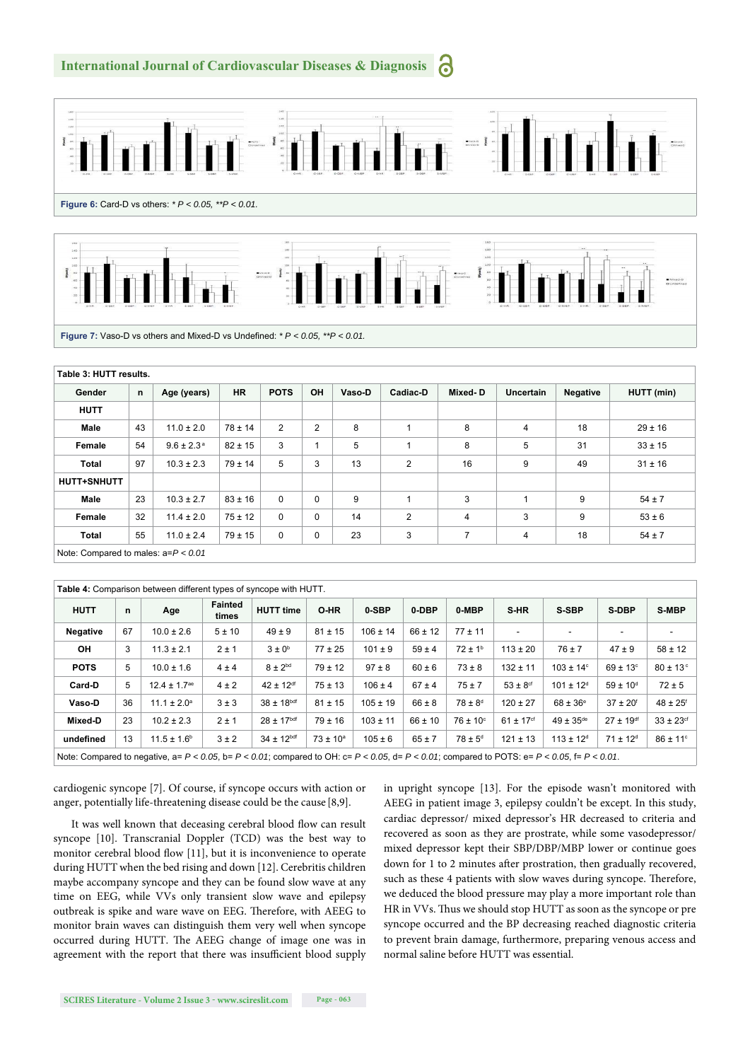Figure 6: Card-D vs others: * $P < 0.05$, ** $P < 0.01$.

Figure 7: Vaso-D vs others and Mixed-D vs Undefined: * $P < 0.05$, ** $P < 0.01$.

**Table 3: HUTT results.**

| Gender | n | Age (years) | HR | POTS | OH | Vaso-D | Cadiac-D | Mixed- D | Uncertain | Negative | HUTT (min) |
|---|---|---|---|---|---|---|---|---|---|---|---|
| **HUTT** | | | | | | | | | | | |
| **Male** | 43 | 11.0 ± 2.0 | 78 ± 14 | 2 | 2 | 8 | 1 | 8 | 4 | 18 | 29 ± 16 |
| **Female** | 54 | 9.6 ± 2.3[a] | 82 ± 15 | 3 | 1 | 5 | 1 | 8 | 5 | 31 | 33 ± 15 |
| **Total** | 97 | 10.3 ± 2.3 | 79 ± 14 | 5 | 3 | 13 | 2 | 16 | 9 | 49 | 31 ± 16 |
| **HUTT+SNHUTT** | | | | | | | | | | | |
| **Male** | 23 | 10.3 ± 2.7 | 83 ± 16 | 0 | 0 | 9 | 1 | 3 | 1 | 9 | 54 ± 7 |
| **Female** | 32 | 11.4 ± 2.0 | 75 ± 12 | 0 | 0 | 14 | 2 | 4 | 3 | 9 | 53 ± 6 |
| **Total** | 55 | 11.0 ± 2.4 | 79 ± 15 | 0 | 0 | 23 | 3 | 7 | 4 | 18 | 54 ± 7 |

Note: Compared to males: a= $P < 0.01$

**Table 4:** Comparison between different types of syncope with HUTT.

| HUTT | n | Age | Fainted times | HUTT time | O-HR | 0-SBP | 0-DBP | 0-MBP | S-HR | S-SBP | S-DBP | S-MBP |
|---|---|---|---|---|---|---|---|---|---|---|---|---|
| **Negative** | 67 | 10.0 ± 2.6 | 5 ± 10 | 49 ± 9 | 81 ± 15 | 106 ± 14 | 66 ± 12 | 77 ± 11 | - | - | - | - |
| **OH** | 3 | 11.3 ± 2.1 | 2 ± 1 | 3 ± 0[b] | 77 ± 25 | 101 ± 9 | 59 ± 4 | 72 ± 1[b] | 113 ± 20 | 76 ± 7 | 47 ± 9 | 58 ± 12 |
| **POTS** | 5 | 10.0 ± 1.6 | 4 ± 4 | 8 ± 2[bd] | 79 ± 12 | 97 ± 8 | 60 ± 6 | 73 ± 8 | 132 ± 11 | 103 ± 14[c] | 69 ± 13[c] | 80 ± 13[c] |
| **Card-D** | 5 | 12.4 ± 1.7[ae] | 4 ± 2 | 42 ± 12[df] | 75 ± 13 | 106 ± 4 | 67 ± 4 | 75 ± 7 | 53 ± 8[cf] | 101 ± 12[d] | 59 ± 10[d] | 72 ± 5 |
| **Vaso-D** | 36 | 11.1 ± 2.0[a] | 3 ± 3 | 38 ± 18[bdf] | 81 ± 15 | 105 ± 19 | 66 ± 8 | 78 ± 8[d] | 120 ± 27 | 68 ± 36[e] | 37 ± 20[f] | 48 ± 25[f] |
| **Mixed-D** | 23 | 10.2 ± 2.3 | 2 ± 1 | 28 ± 17[bdf] | 79 ± 16 | 103 ± 11 | 66 ± 10 | 76 ± 10[c] | 61 ± 17[cf] | 49 ± 35[de] | 27 ± 19[df] | 33 ± 23[cf] |
| **undefined** | 13 | 11.5 ± 1.6[b] | 3 ± 2 | 34 ± 12[bdf] | 73 ± 10[a] | 105 ± 6 | 65 ± 7 | 78 ± 5[d] | 121 ± 13 | 113 ± 12[d] | 71 ± 12[d] | 86 ± 11[c] |

Note: Compared to negative, a= $P < 0.05$, b= $P < 0.01$; compared to OH: c= $P < 0.05$, d= $P < 0.01$; compared to POTS: e= $P < 0.05$, f= $P < 0.01$.

cardiogenic syncope [7]. Of course, if syncope occurs with action or anger, potentially life-threatening disease could be the cause [8,9].

It was well known that deceasing cerebral blood flow can result syncope [10]. Transcranial Doppler (TCD) was the best way to monitor cerebral blood flow [11], but it is inconvenience to operate during HUTT when the bed rising and down [12]. Cerebritis children maybe accompany syncope and they can be found slow wave at any time on EEG, while VVs only transient slow wave and epilepsy outbreak is spike and ware wave on EEG. Therefore, with AEEG to monitor brain waves can distinguish them very well when syncope occurred during HUTT. The AEEG change of image one was in agreement with the report that there was insufficient blood supply in upright syncope [13]. For the episode wasn't monitored with AEEG in patient image 3, epilepsy couldn't be except. In this study, cardiac depressor/ mixed depressor's HR decreased to criteria and recovered as soon as they are prostrate, while some vasodepressor/ mixed depressor kept their SBP/DBP/MBP lower or continue goes down for 1 to 2 minutes after prostration, then gradually recovered, such as these 4 patients with slow waves during syncope. Therefore, we deduced the blood pressure may play a more important role than HR in VVs. Thus we should stop HUTT as soon as the syncope or pre syncope occurred and the BP decreasing reached diagnostic criteria to prevent brain damage, furthermore, preparing venous access and normal saline before HUTT was essential.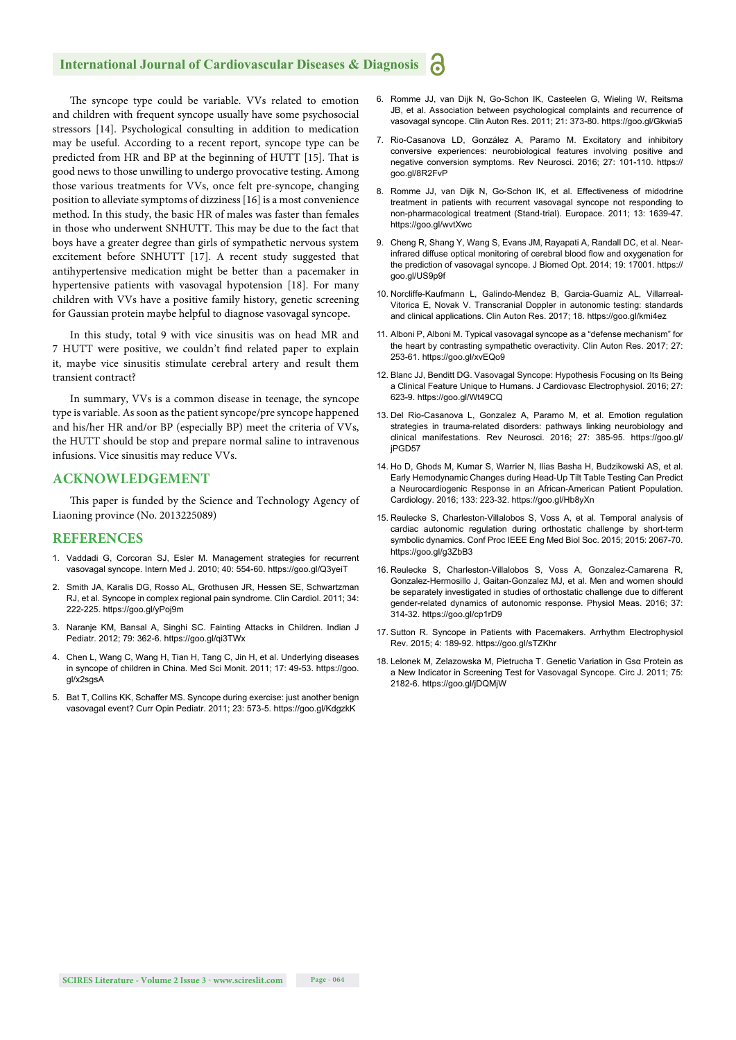The syncope type could be variable. VVs related to emotion and children with frequent syncope usually have some psychosocial stressors [14]. Psychological consulting in addition to medication may be useful. According to a recent report, syncope type can be predicted from HR and BP at the beginning of HUTT [15]. That is good news to those unwilling to undergo provocative testing. Among those various treatments for VVs, once felt pre-syncope, changing position to alleviate symptoms of dizziness [16] is a most convenience method. In this study, the basic HR of males was faster than females in those who underwent SNHUTT. This may be due to the fact that boys have a greater degree than girls of sympathetic nervous system excitement before SNHUTT [17]. A recent study suggested that antihypertensive medication might be better than a pacemaker in hypertensive patients with vasovagal hypotension [18]. For many children with VVs have a positive family history, genetic screening for Gaussian protein maybe helpful to diagnose vasovagal syncope.

In this study, total 9 with vice sinusitis was on head MR and 7 HUTT were positive, we couldn't find related paper to explain it, maybe vice sinusitis stimulate cerebral artery and result them transient contract?

In summary, VVs is a common disease in teenage, the syncope type is variable. As soon as the patient syncope/pre syncope happened and his/her HR and/or BP (especially BP) meet the criteria of VVs, the HUTT should be stop and prepare normal saline to intravenous infusions. Vice sinusitis may reduce VVs.

## ACKNOWLEDGEMENT

This paper is funded by the Science and Technology Agency of Liaoning province (No. 2013225089)

## REFERENCES

1. Vaddadi G, Corcoran SJ, Esler M. Management strategies for recurrent vasovagal syncope. Intern Med J. 2010; 40: 554-60. https://goo.gl/Q3yeiT
2. Smith JA, Karalis DG, Rosso AL, Grothusen JR, Hessen SE, Schwartzman RJ, et al. Syncope in complex regional pain syndrome. Clin Cardiol. 2011; 34: 222-225. https://goo.gl/yPoj9m
3. Naranje KM, Bansal A, Singhi SC. Fainting Attacks in Children. Indian J Pediatr. 2012; 79: 362-6. https://goo.gl/qi3TWx
4. Chen L, Wang C, Wang H, Tian H, Tang C, Jin H, et al. Underlying diseases in syncope of children in China. Med Sci Monit. 2011; 17: 49-53. https://goo.gl/x2sgsA
5. Bat T, Collins KK, Schaffer MS. Syncope during exercise: just another benign vasovagal event? Curr Opin Pediatr. 2011; 23: 573-5. https://goo.gl/KdgzkK
6. Romme JJ, van Dijk N, Go-Schon IK, Casteelen G, Wieling W, Reitsma JB, et al. Association between psychological complaints and recurrence of vasovagal syncope. Clin Auton Res. 2011; 21: 373-80. https://goo.gl/Gkwia5
7. Rio-Casanova LD, González A, Paramo M. Excitatory and inhibitory conversive experiences: neurobiological features involving positive and negative conversion symptoms. Rev Neurosci. 2016; 27: 101-110. https://goo.gl/8R2FvP
8. Romme JJ, van Dijk N, Go-Schon IK, et al. Effectiveness of midodrine treatment in patients with recurrent vasovagal syncope not responding to non-pharmacological treatment (Stand-trial). Europace. 2011; 13: 1639-47. https://goo.gl/wvtXwc
9. Cheng R, Shang Y, Wang S, Evans JM, Rayapati A, Randall DC, et al. Near-infrared diffuse optical monitoring of cerebral blood flow and oxygenation for the prediction of vasovagal syncope. J Biomed Opt. 2014; 19: 17001. https://goo.gl/US9p9f
10. Norcliffe-Kaufmann L, Galindo-Mendez B, Garcia-Guarniz AL, Villarreal-Vitorica E, Novak V. Transcranial Doppler in autonomic testing: standards and clinical applications. Clin Auton Res. 2017; 18. https://goo.gl/kmi4ez
11. Alboni P, Alboni M. Typical vasovagal syncope as a "defense mechanism" for the heart by contrasting sympathetic overactivity. Clin Auton Res. 2017; 27: 253-61. https://goo.gl/xvEQo9
12. Blanc JJ, Benditt DG. Vasovagal Syncope: Hypothesis Focusing on Its Being a Clinical Feature Unique to Humans. J Cardiovasc Electrophysiol. 2016; 27: 623-9. https://goo.gl/Wt49CQ
13. Del Rio-Casanova L, Gonzalez A, Paramo M, et al. Emotion regulation strategies in trauma-related disorders: pathways linking neurobiology and clinical manifestations. Rev Neurosci. 2016; 27: 385-95. https://goo.gl/jPGD57
14. Ho D, Ghods M, Kumar S, Warrier N, Ilias Basha H, Budzikowski AS, et al. Early Hemodynamic Changes during Head-Up Tilt Table Testing Can Predict a Neurocardiogenic Response in an African-American Patient Population. Cardiology. 2016; 133: 223-32. https://goo.gl/Hb8yXn
15. Reulecke S, Charleston-Villalobos S, Voss A, et al. Temporal analysis of cardiac autonomic regulation during orthostatic challenge by short-term symbolic dynamics. Conf Proc IEEE Eng Med Biol Soc. 2015; 2015: 2067-70. https://goo.gl/g3ZbB3
16. Reulecke S, Charleston-Villalobos S, Voss A, Gonzalez-Camarena R, Gonzalez-Hermosillo J, Gaitan-Gonzalez MJ, et al. Men and women should be separately investigated in studies of orthostatic challenge due to different gender-related dynamics of autonomic response. Physiol Meas. 2016; 37: 314-32. https://goo.gl/cp1rD9
17. Sutton R. Syncope in Patients with Pacemakers. Arrhythm Electrophysiol Rev. 2015; 4: 189-92. https://goo.gl/sTZKhr
18. Lelonek M, Zelazowska M, Pietrucha T. Genetic Variation in Gsα Protein as a New Indicator in Screening Test for Vasovagal Syncope. Circ J. 2011; 75: 2182-6. https://goo.gl/jDQMjW